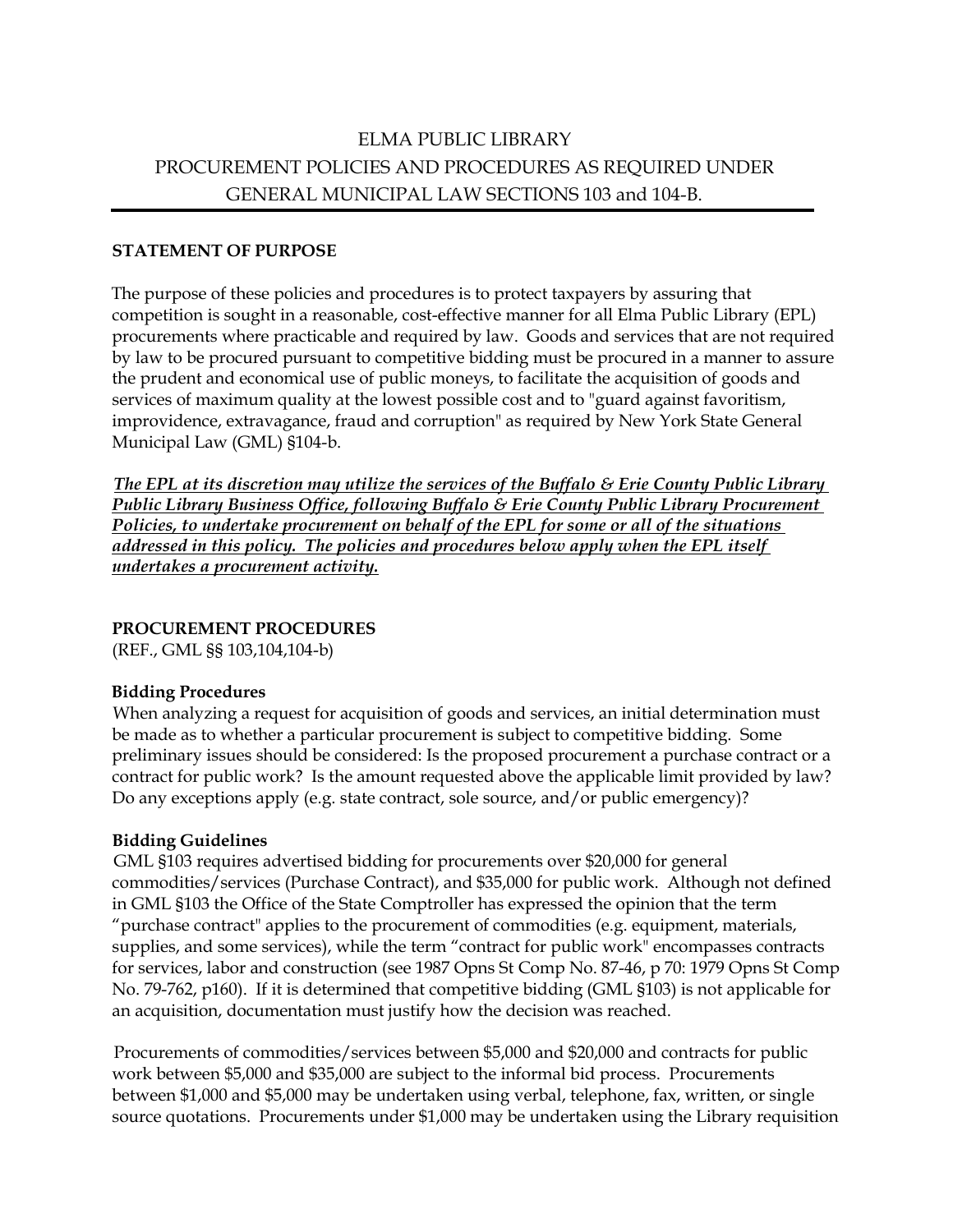# ELMA PUBLIC LIBRARY
# PROCUREMENT POLICIES AND PROCEDURES AS REQUIRED UNDER GENERAL MUNICIPAL LAW SECTIONS 103 and 104-B.

**STATEMENT OF PURPOSE**

The purpose of these policies and procedures is to protect taxpayers by assuring that competition is sought in a reasonable, cost-effective manner for all Elma Public Library (EPL) procurements where practicable and required by law. Goods and services that are not required by law to be procured pursuant to competitive bidding must be procured in a manner to assure the prudent and economical use of public moneys, to facilitate the acquisition of goods and services of maximum quality at the lowest possible cost and to "guard against favoritism, improvidence, extravagance, fraud and corruption" as required by New York State General Municipal Law (GML) §104-b.

***The EPL at its discretion may utilize the services of the Buffalo & Erie County Public Library Public Library Business Office, following Buffalo & Erie County Public Library Procurement Policies, to undertake procurement on behalf of the EPL for some or all of the situations addressed in this policy. The policies and procedures below apply when the EPL itself undertakes a procurement activity.***

**PROCUREMENT PROCEDURES**
(REF., GML §§ 103,104,104-b)

**Bidding Procedures**
When analyzing a request for acquisition of goods and services, an initial determination must be made as to whether a particular procurement is subject to competitive bidding. Some preliminary issues should be considered: Is the proposed procurement a purchase contract or a contract for public work? Is the amount requested above the applicable limit provided by law? Do any exceptions apply (e.g. state contract, sole source, and/or public emergency)?

**Bidding Guidelines**
GML §103 requires advertised bidding for procurements over $20,000 for general commodities/services (Purchase Contract), and $35,000 for public work. Although not defined in GML §103 the Office of the State Comptroller has expressed the opinion that the term "purchase contract" applies to the procurement of commodities (e.g. equipment, materials, supplies, and some services), while the term "contract for public work" encompasses contracts for services, labor and construction (see 1987 Opns St Comp No. 87-46, p 70: 1979 Opns St Comp No. 79-762, p160). If it is determined that competitive bidding (GML §103) is not applicable for an acquisition, documentation must justify how the decision was reached.

Procurements of commodities/services between $5,000 and $20,000 and contracts for public work between $5,000 and $35,000 are subject to the informal bid process. Procurements between $1,000 and $5,000 may be undertaken using verbal, telephone, fax, written, or single source quotations. Procurements under $1,000 may be undertaken using the Library requisition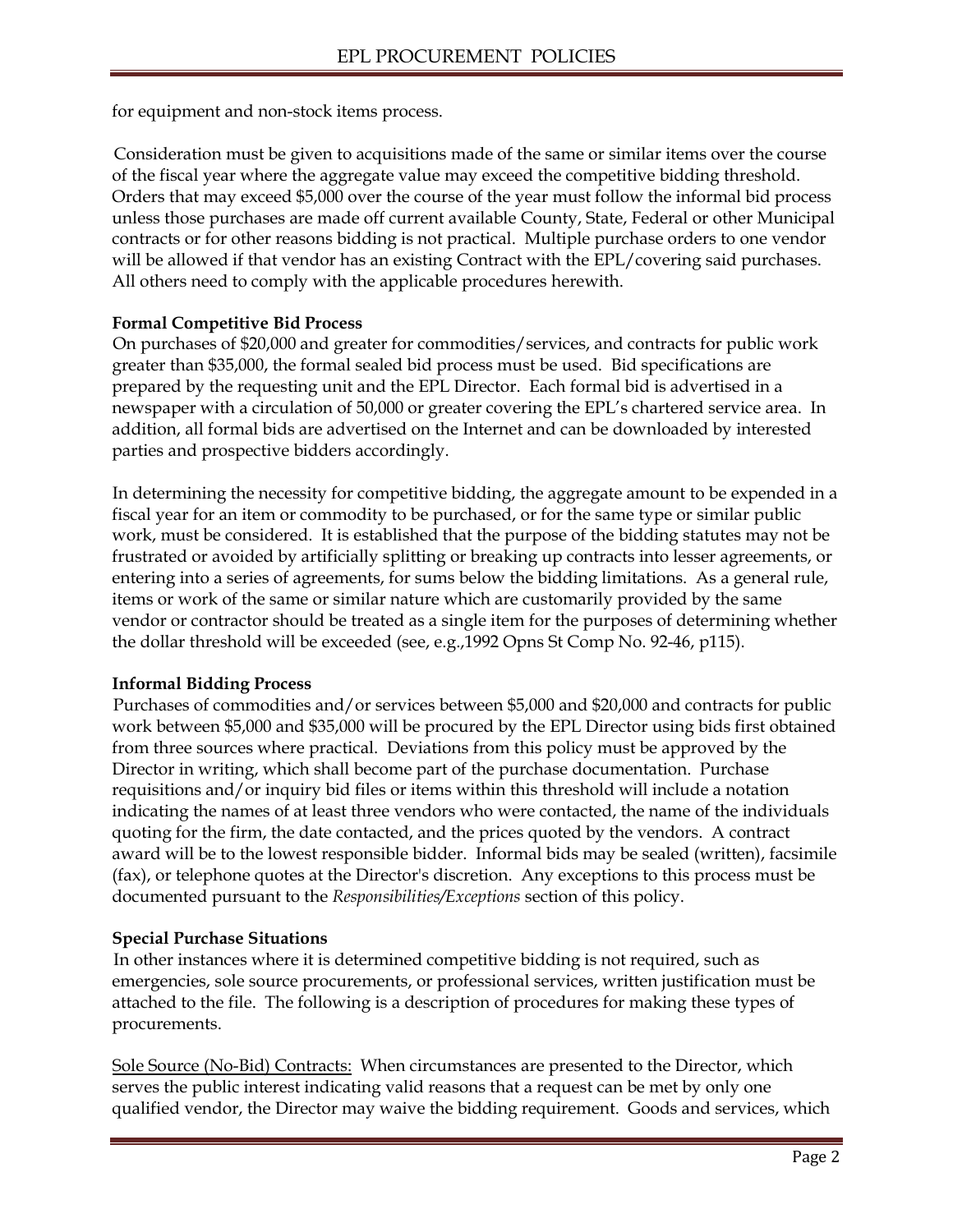for equipment and non-stock items process.

Consideration must be given to acquisitions made of the same or similar items over the course of the fiscal year where the aggregate value may exceed the competitive bidding threshold. Orders that may exceed $5,000 over the course of the year must follow the informal bid process unless those purchases are made off current available County, State, Federal or other Municipal contracts or for other reasons bidding is not practical. Multiple purchase orders to one vendor will be allowed if that vendor has an existing Contract with the EPL/covering said purchases. All others need to comply with the applicable procedures herewith.

**Formal Competitive Bid Process**

On purchases of $20,000 and greater for commodities/services, and contracts for public work greater than $35,000, the formal sealed bid process must be used. Bid specifications are prepared by the requesting unit and the EPL Director. Each formal bid is advertised in a newspaper with a circulation of 50,000 or greater covering the EPL's chartered service area. In addition, all formal bids are advertised on the Internet and can be downloaded by interested parties and prospective bidders accordingly.

In determining the necessity for competitive bidding, the aggregate amount to be expended in a fiscal year for an item or commodity to be purchased, or for the same type or similar public work, must be considered. It is established that the purpose of the bidding statutes may not be frustrated or avoided by artificially splitting or breaking up contracts into lesser agreements, or entering into a series of agreements, for sums below the bidding limitations. As a general rule, items or work of the same or similar nature which are customarily provided by the same vendor or contractor should be treated as a single item for the purposes of determining whether the dollar threshold will be exceeded (see, e.g.,1992 Opns St Comp No. 92-46, p115).

**Informal Bidding Process**

Purchases of commodities and/or services between $5,000 and $20,000 and contracts for public work between $5,000 and $35,000 will be procured by the EPL Director using bids first obtained from three sources where practical. Deviations from this policy must be approved by the Director in writing, which shall become part of the purchase documentation. Purchase requisitions and/or inquiry bid files or items within this threshold will include a notation indicating the names of at least three vendors who were contacted, the name of the individuals quoting for the firm, the date contacted, and the prices quoted by the vendors. A contract award will be to the lowest responsible bidder. Informal bids may be sealed (written), facsimile (fax), or telephone quotes at the Director's discretion. Any exceptions to this process must be documented pursuant to the *Responsibilities/Exceptions* section of this policy.

**Special Purchase Situations**

In other instances where it is determined competitive bidding is not required, such as emergencies, sole source procurements, or professional services, written justification must be attached to the file. The following is a description of procedures for making these types of procurements.

Sole Source (No-Bid) Contracts: When circumstances are presented to the Director, which serves the public interest indicating valid reasons that a request can be met by only one qualified vendor, the Director may waive the bidding requirement. Goods and services, which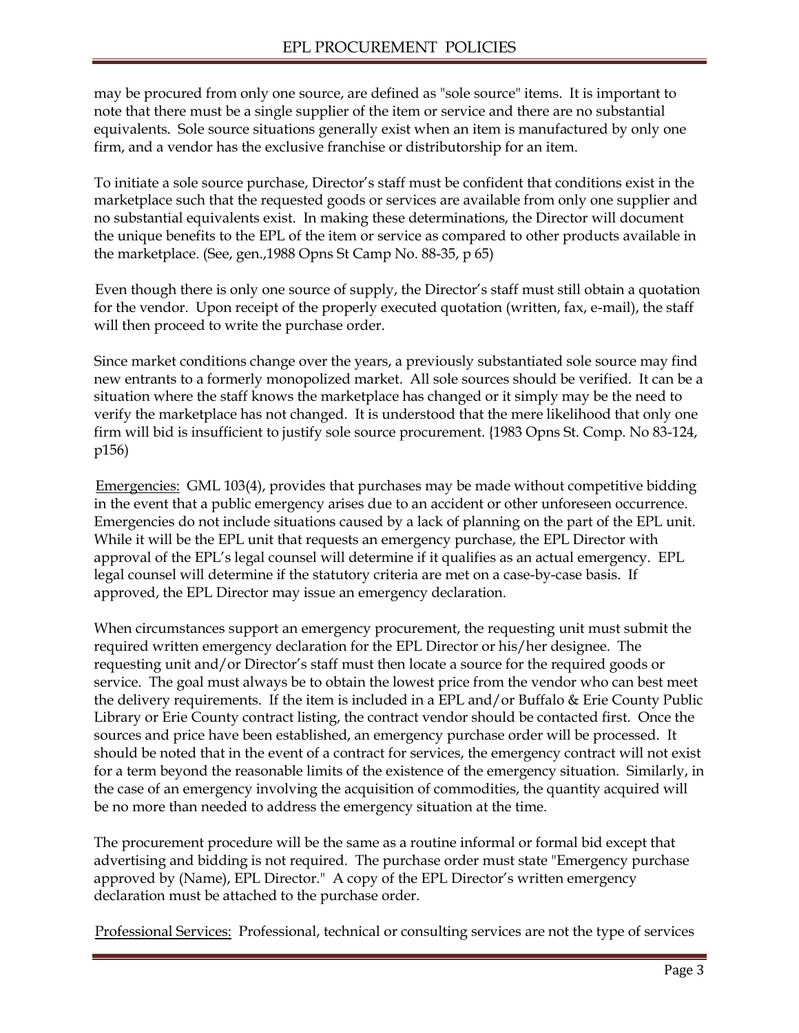may be procured from only one source, are defined as "sole source" items. It is important to note that there must be a single supplier of the item or service and there are no substantial equivalents. Sole source situations generally exist when an item is manufactured by only one firm, and a vendor has the exclusive franchise or distributorship for an item.

To initiate a sole source purchase, Director's staff must be confident that conditions exist in the marketplace such that the requested goods or services are available from only one supplier and no substantial equivalents exist. In making these determinations, the Director will document the unique benefits to the EPL of the item or service as compared to other products available in the marketplace. (See, gen.,1988 Opns St Camp No. 88-35, p 65)

Even though there is only one source of supply, the Director's staff must still obtain a quotation for the vendor. Upon receipt of the properly executed quotation (written, fax, e-mail), the staff will then proceed to write the purchase order.

Since market conditions change over the years, a previously substantiated sole source may find new entrants to a formerly monopolized market. All sole sources should be verified. It can be a situation where the staff knows the marketplace has changed or it simply may be the need to verify the marketplace has not changed. It is understood that the mere likelihood that only one firm will bid is insufficient to justify sole source procurement. {1983 Opns St. Comp. No 83-124, p156)

<u>Emergencies:</u> GML 103(4), provides that purchases may be made without competitive bidding in the event that a public emergency arises due to an accident or other unforeseen occurrence. Emergencies do not include situations caused by a lack of planning on the part of the EPL unit. While it will be the EPL unit that requests an emergency purchase, the EPL Director with approval of the EPL's legal counsel will determine if it qualifies as an actual emergency. EPL legal counsel will determine if the statutory criteria are met on a case-by-case basis. If approved, the EPL Director may issue an emergency declaration.

When circumstances support an emergency procurement, the requesting unit must submit the required written emergency declaration for the EPL Director or his/her designee. The requesting unit and/or Director's staff must then locate a source for the required goods or service. The goal must always be to obtain the lowest price from the vendor who can best meet the delivery requirements. If the item is included in a EPL and/or Buffalo & Erie County Public Library or Erie County contract listing, the contract vendor should be contacted first. Once the sources and price have been established, an emergency purchase order will be processed. It should be noted that in the event of a contract for services, the emergency contract will not exist for a term beyond the reasonable limits of the existence of the emergency situation. Similarly, in the case of an emergency involving the acquisition of commodities, the quantity acquired will be no more than needed to address the emergency situation at the time.

The procurement procedure will be the same as a routine informal or formal bid except that advertising and bidding is not required. The purchase order must state "Emergency purchase approved by (Name), EPL Director." A copy of the EPL Director's written emergency declaration must be attached to the purchase order.

<u>Professional Services:</u> Professional, technical or consulting services are not the type of services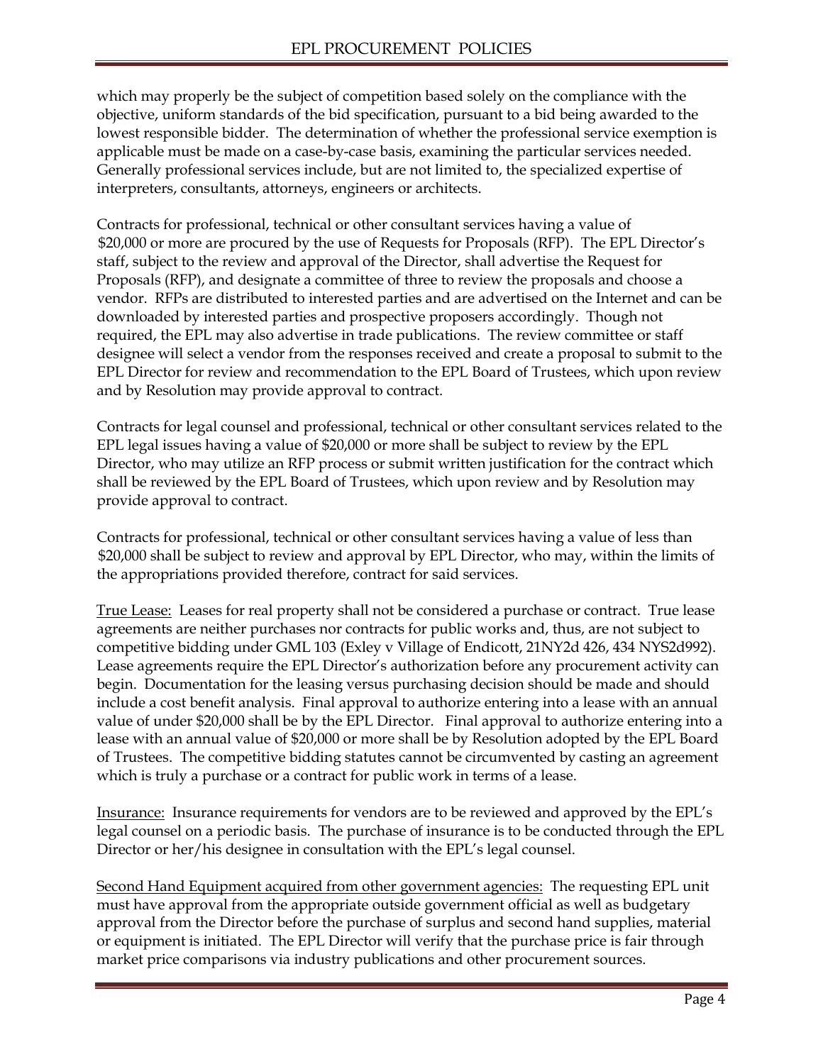which may properly be the subject of competition based solely on the compliance with the objective, uniform standards of the bid specification, pursuant to a bid being awarded to the lowest responsible bidder. The determination of whether the professional service exemption is applicable must be made on a case-by-case basis, examining the particular services needed. Generally professional services include, but are not limited to, the specialized expertise of interpreters, consultants, attorneys, engineers or architects.

Contracts for professional, technical or other consultant services having a value of $20,000 or more are procured by the use of Requests for Proposals (RFP). The EPL Director's staff, subject to the review and approval of the Director, shall advertise the Request for Proposals (RFP), and designate a committee of three to review the proposals and choose a vendor. RFPs are distributed to interested parties and are advertised on the Internet and can be downloaded by interested parties and prospective proposers accordingly. Though not required, the EPL may also advertise in trade publications. The review committee or staff designee will select a vendor from the responses received and create a proposal to submit to the EPL Director for review and recommendation to the EPL Board of Trustees, which upon review and by Resolution may provide approval to contract.

Contracts for legal counsel and professional, technical or other consultant services related to the EPL legal issues having a value of $20,000 or more shall be subject to review by the EPL Director, who may utilize an RFP process or submit written justification for the contract which shall be reviewed by the EPL Board of Trustees, which upon review and by Resolution may provide approval to contract.

Contracts for professional, technical or other consultant services having a value of less than $20,000 shall be subject to review and approval by EPL Director, who may, within the limits of the appropriations provided therefore, contract for said services.

<u>True Lease:</u> Leases for real property shall not be considered a purchase or contract. True lease agreements are neither purchases nor contracts for public works and, thus, are not subject to competitive bidding under GML 103 (Exley v Village of Endicott, 21NY2d 426, 434 NYS2d992). Lease agreements require the EPL Director's authorization before any procurement activity can begin. Documentation for the leasing versus purchasing decision should be made and should include a cost benefit analysis. Final approval to authorize entering into a lease with an annual value of under $20,000 shall be by the EPL Director. Final approval to authorize entering into a lease with an annual value of $20,000 or more shall be by Resolution adopted by the EPL Board of Trustees. The competitive bidding statutes cannot be circumvented by casting an agreement which is truly a purchase or a contract for public work in terms of a lease.

<u>Insurance:</u> Insurance requirements for vendors are to be reviewed and approved by the EPL's legal counsel on a periodic basis. The purchase of insurance is to be conducted through the EPL Director or her/his designee in consultation with the EPL's legal counsel.

<u>Second Hand Equipment acquired from other government agencies:</u> The requesting EPL unit must have approval from the appropriate outside government official as well as budgetary approval from the Director before the purchase of surplus and second hand supplies, material or equipment is initiated. The EPL Director will verify that the purchase price is fair through market price comparisons via industry publications and other procurement sources.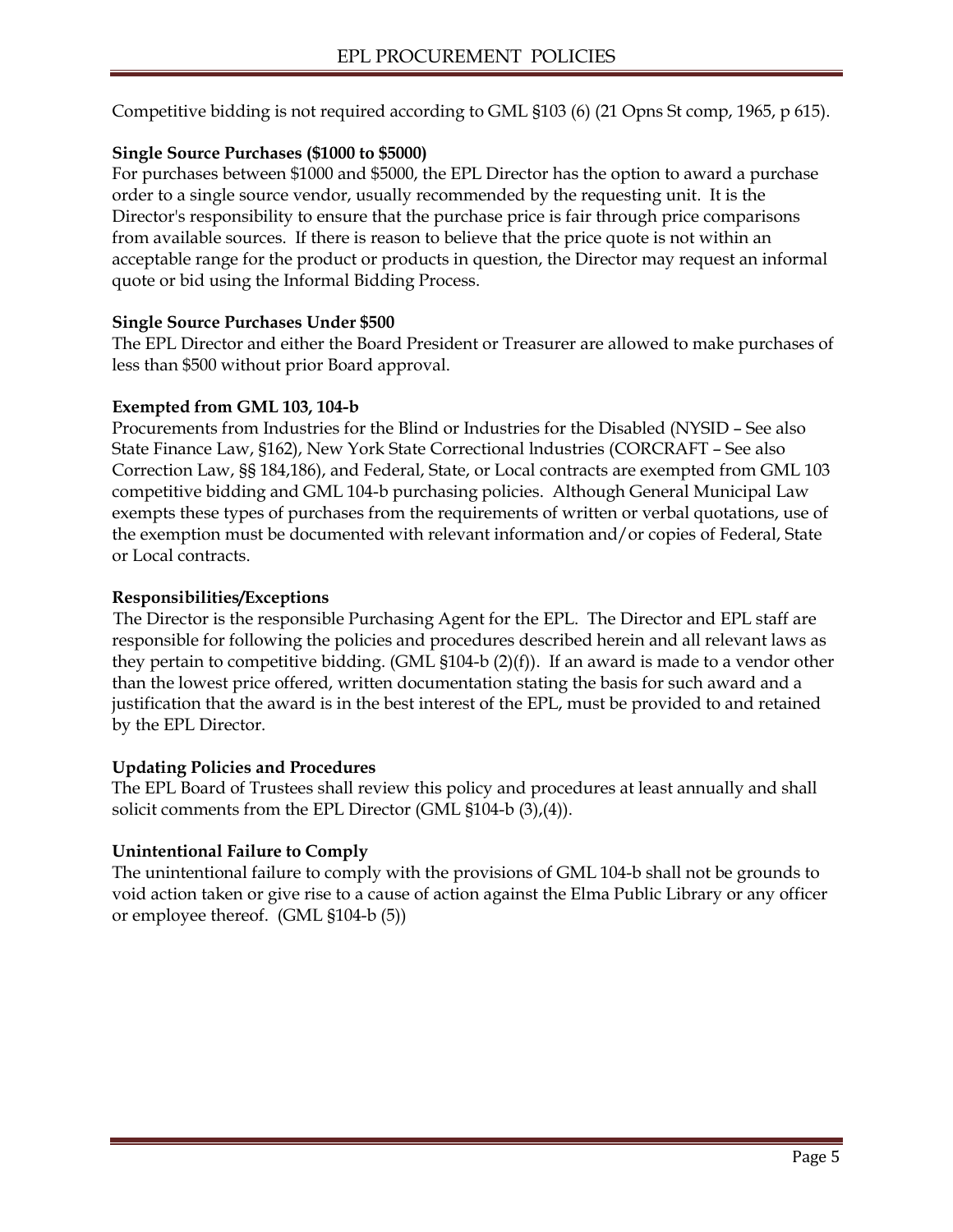Competitive bidding is not required according to GML §103 (6) (21 Opns St comp, 1965, p 615).

**Single Source Purchases ($1000 to $5000)**

For purchases between $1000 and $5000, the EPL Director has the option to award a purchase order to a single source vendor, usually recommended by the requesting unit. It is the Director's responsibility to ensure that the purchase price is fair through price comparisons from available sources. If there is reason to believe that the price quote is not within an acceptable range for the product or products in question, the Director may request an informal quote or bid using the Informal Bidding Process.

**Single Source Purchases Under $500**

The EPL Director and either the Board President or Treasurer are allowed to make purchases of less than $500 without prior Board approval.

**Exempted from GML 103, 104-b**

Procurements from Industries for the Blind or Industries for the Disabled (NYSID – See also State Finance Law, §162), New York State Correctional lndustries (CORCRAFT – See also Correction Law, §§ 184,186), and Federal, State, or Local contracts are exempted from GML 103 competitive bidding and GML 104-b purchasing policies. Although General Municipal Law exempts these types of purchases from the requirements of written or verbal quotations, use of the exemption must be documented with relevant information and/or copies of Federal, State or Local contracts.

**Responsibilities/Exceptions**

The Director is the responsible Purchasing Agent for the EPL. The Director and EPL staff are responsible for following the policies and procedures described herein and all relevant laws as they pertain to competitive bidding. (GML §104-b (2)(f)). If an award is made to a vendor other than the lowest price offered, written documentation stating the basis for such award and a justification that the award is in the best interest of the EPL, must be provided to and retained by the EPL Director.

**Updating Policies and Procedures**

The EPL Board of Trustees shall review this policy and procedures at least annually and shall solicit comments from the EPL Director (GML §104-b (3),(4)).

**Unintentional Failure to Comply**

The unintentional failure to comply with the provisions of GML 104-b shall not be grounds to void action taken or give rise to a cause of action against the Elma Public Library or any officer or employee thereof. (GML §104-b (5))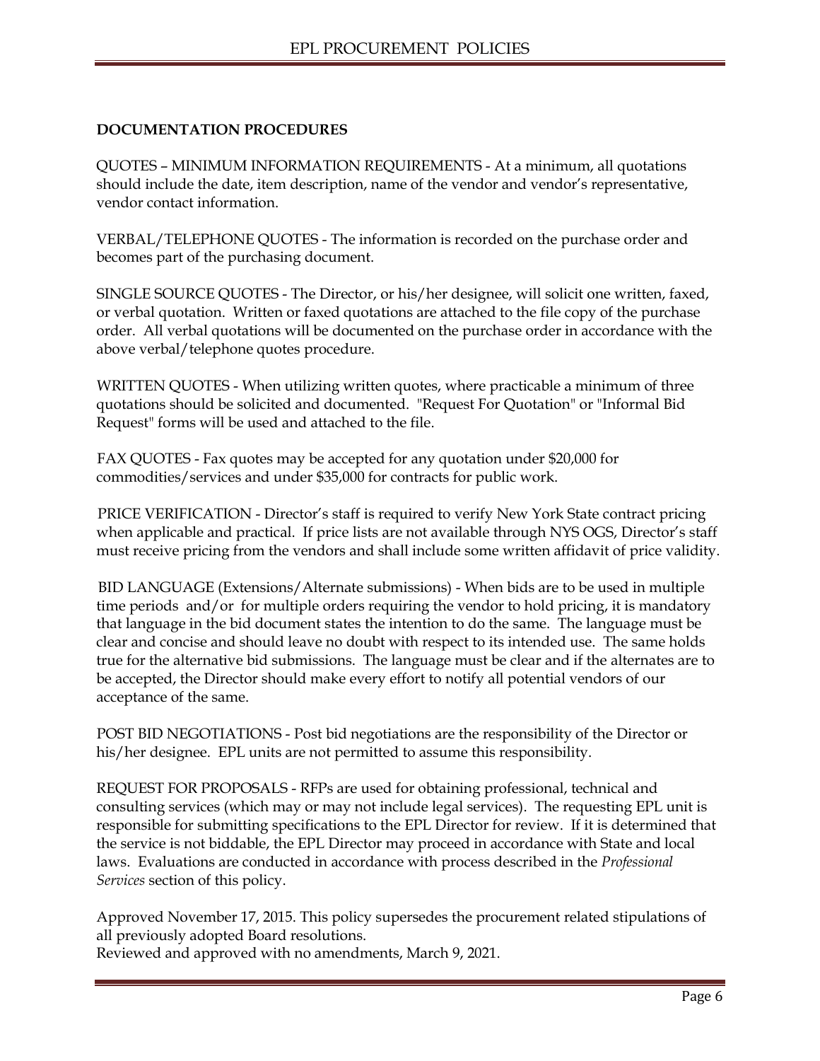**DOCUMENTATION PROCEDURES**

QUOTES – MINIMUM INFORMATION REQUIREMENTS - At a minimum, all quotations should include the date, item description, name of the vendor and vendor's representative, vendor contact information.

VERBAL/TELEPHONE QUOTES - The information is recorded on the purchase order and becomes part of the purchasing document.

SINGLE SOURCE QUOTES - The Director, or his/her designee, will solicit one written, faxed, or verbal quotation. Written or faxed quotations are attached to the file copy of the purchase order. All verbal quotations will be documented on the purchase order in accordance with the above verbal/telephone quotes procedure.

WRITTEN QUOTES - When utilizing written quotes, where practicable a minimum of three quotations should be solicited and documented. "Request For Quotation" or "Informal Bid Request" forms will be used and attached to the file.

FAX QUOTES - Fax quotes may be accepted for any quotation under $20,000 for commodities/services and under $35,000 for contracts for public work.

PRICE VERIFICATION - Director's staff is required to verify New York State contract pricing when applicable and practical. If price lists are not available through NYS OGS, Director's staff must receive pricing from the vendors and shall include some written affidavit of price validity.

BID LANGUAGE (Extensions/Alternate submissions) - When bids are to be used in multiple time periods and/or for multiple orders requiring the vendor to hold pricing, it is mandatory that language in the bid document states the intention to do the same. The language must be clear and concise and should leave no doubt with respect to its intended use. The same holds true for the alternative bid submissions. The language must be clear and if the alternates are to be accepted, the Director should make every effort to notify all potential vendors of our acceptance of the same.

POST BID NEGOTIATIONS - Post bid negotiations are the responsibility of the Director or his/her designee. EPL units are not permitted to assume this responsibility.

REQUEST FOR PROPOSALS - RFPs are used for obtaining professional, technical and consulting services (which may or may not include legal services). The requesting EPL unit is responsible for submitting specifications to the EPL Director for review. If it is determined that the service is not biddable, the EPL Director may proceed in accordance with State and local laws. Evaluations are conducted in accordance with process described in the *Professional Services* section of this policy.

Approved November 17, 2015. This policy supersedes the procurement related stipulations of all previously adopted Board resolutions.
Reviewed and approved with no amendments, March 9, 2021.